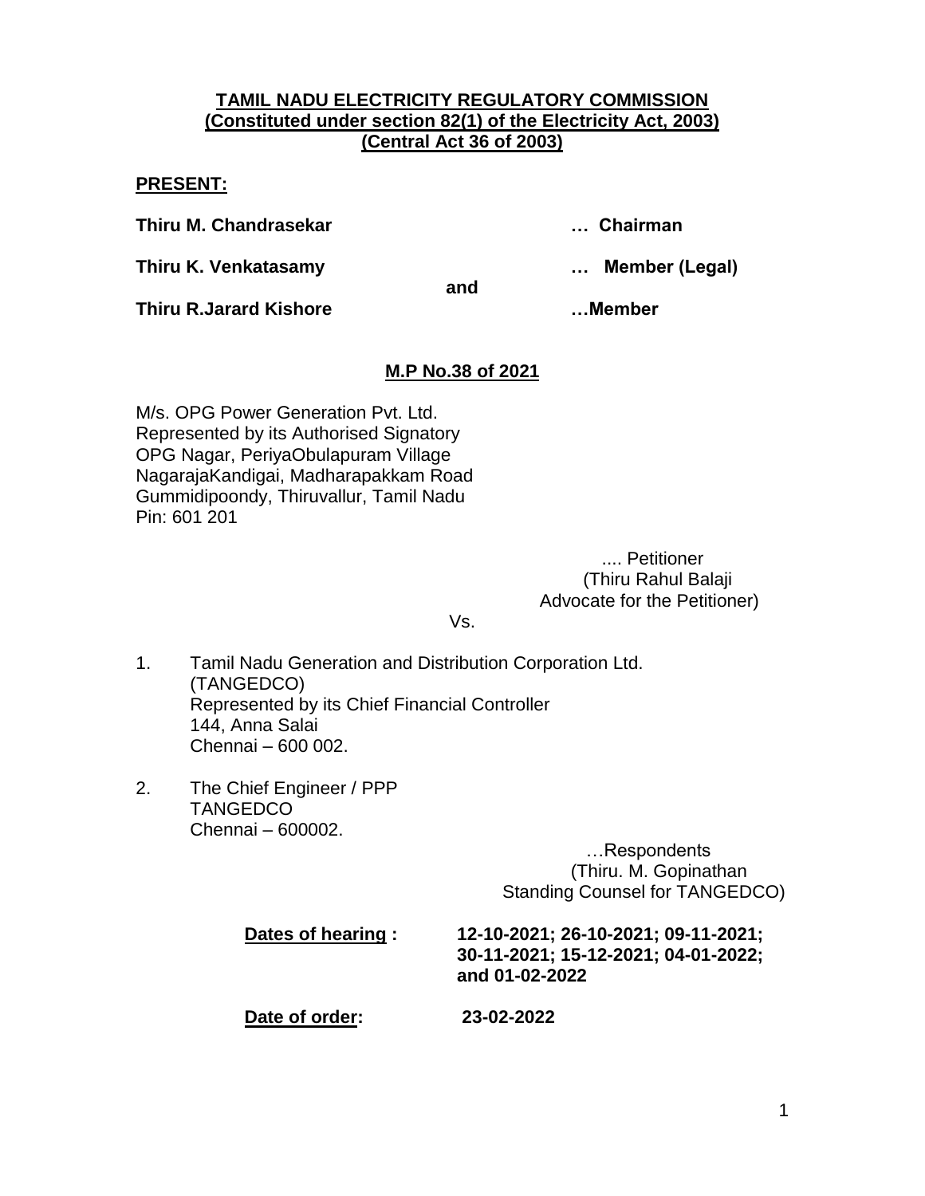**TAMIL NADU ELECTRICITY REGULATORY COMMISSION**
**(Constituted under section 82(1) of the Electricity Act, 2003)**
**(Central Act 36 of 2003)**

**PRESENT:**

**Thiru M. Chandrasekar … Chairman**

**Thiru K. Venkatasamy … Member (Legal)**

**and**

**Thiru R.Jarard Kishore …Member**

**M.P No.38 of 2021**

M/s. OPG Power Generation Pvt. Ltd.
Represented by its Authorised Signatory
OPG Nagar, PeriyaObulapuram Village
NagarajaKandigai, Madharapakkam Road
Gummidipoondy, Thiruvallur, Tamil Nadu
Pin: 601 201

.... Petitioner
(Thiru Rahul Balaji
Advocate for the Petitioner)

Vs.

1. Tamil Nadu Generation and Distribution Corporation Ltd.
   (TANGEDCO)
   Represented by its Chief Financial Controller
   144, Anna Salai
   Chennai – 600 002.

2. The Chief Engineer / PPP
   TANGEDCO
   Chennai – 600002.

…Respondents
(Thiru. M. Gopinathan
Standing Counsel for TANGEDCO)

**Dates of hearing : 12-10-2021; 26-10-2021; 09-11-2021; 30-11-2021; 15-12-2021; 04-01-2022; and 01-02-2022**

**Date of order: 23-02-2022**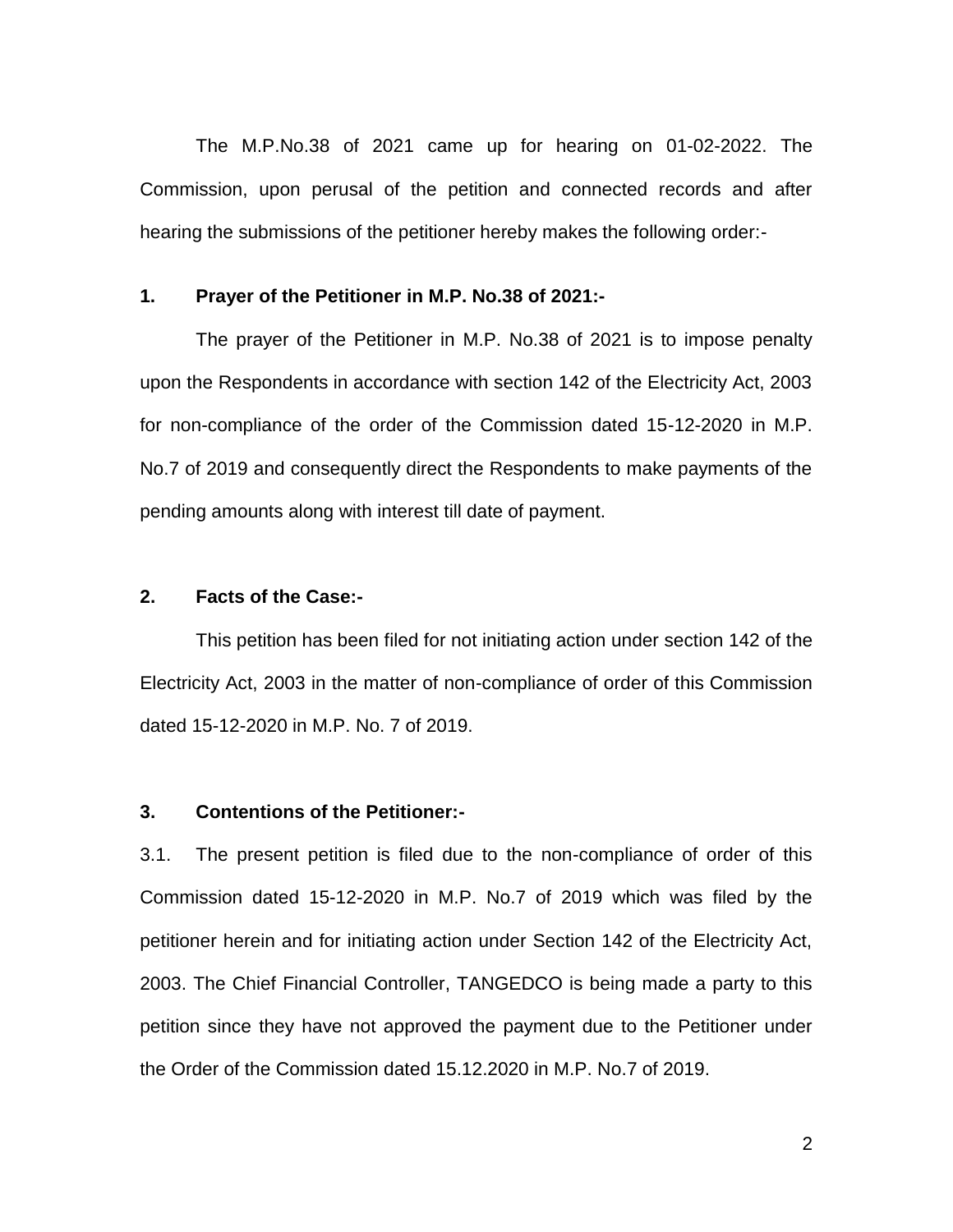The M.P.No.38 of 2021 came up for hearing on 01-02-2022. The Commission, upon perusal of the petition and connected records and after hearing the submissions of the petitioner hereby makes the following order:-

**1. Prayer of the Petitioner in M.P. No.38 of 2021:-**

The prayer of the Petitioner in M.P. No.38 of 2021 is to impose penalty upon the Respondents in accordance with section 142 of the Electricity Act, 2003 for non-compliance of the order of the Commission dated 15-12-2020 in M.P. No.7 of 2019 and consequently direct the Respondents to make payments of the pending amounts along with interest till date of payment.

**2. Facts of the Case:-**

This petition has been filed for not initiating action under section 142 of the Electricity Act, 2003 in the matter of non-compliance of order of this Commission dated 15-12-2020 in M.P. No. 7 of 2019.

**3. Contentions of the Petitioner:-**

3.1. The present petition is filed due to the non-compliance of order of this Commission dated 15-12-2020 in M.P. No.7 of 2019 which was filed by the petitioner herein and for initiating action under Section 142 of the Electricity Act, 2003. The Chief Financial Controller, TANGEDCO is being made a party to this petition since they have not approved the payment due to the Petitioner under the Order of the Commission dated 15.12.2020 in M.P. No.7 of 2019.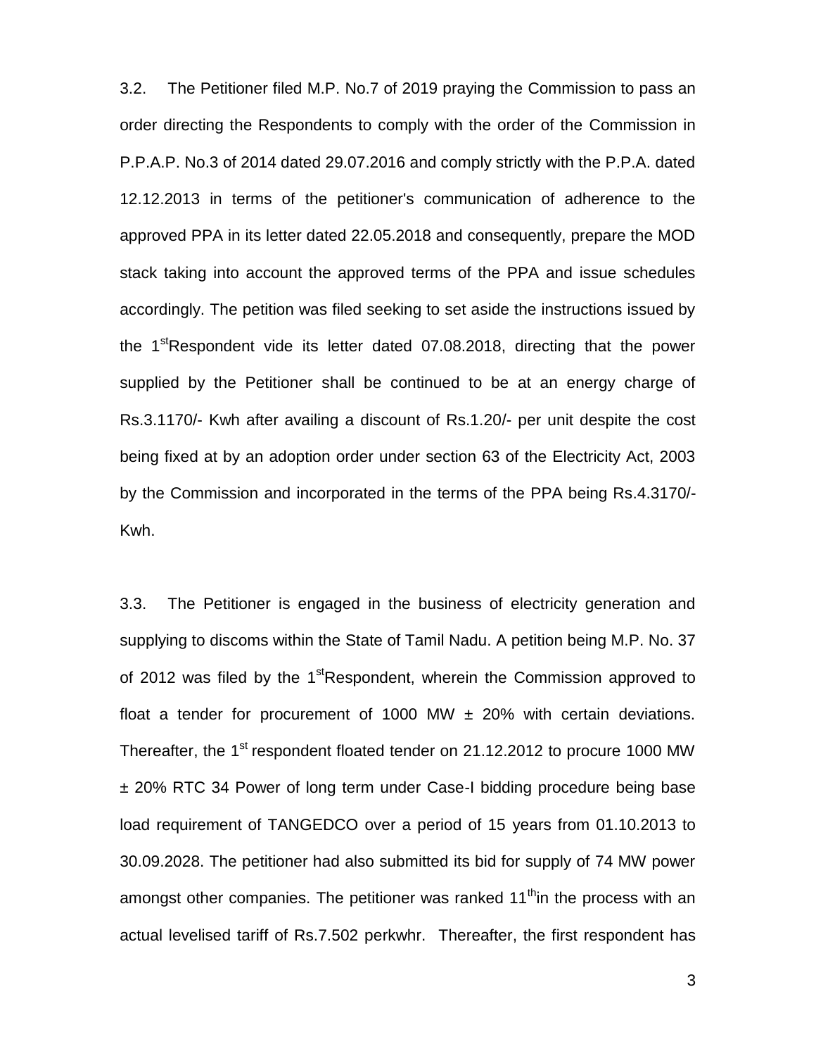3.2. The Petitioner filed M.P. No.7 of 2019 praying the Commission to pass an order directing the Respondents to comply with the order of the Commission in P.P.A.P. No.3 of 2014 dated 29.07.2016 and comply strictly with the P.P.A. dated 12.12.2013 in terms of the petitioner's communication of adherence to the approved PPA in its letter dated 22.05.2018 and consequently, prepare the MOD stack taking into account the approved terms of the PPA and issue schedules accordingly. The petition was filed seeking to set aside the instructions issued by the 1st Respondent vide its letter dated 07.08.2018, directing that the power supplied by the Petitioner shall be continued to be at an energy charge of Rs.3.1170/- Kwh after availing a discount of Rs.1.20/- per unit despite the cost being fixed at by an adoption order under section 63 of the Electricity Act, 2003 by the Commission and incorporated in the terms of the PPA being Rs.4.3170/- Kwh.

3.3. The Petitioner is engaged in the business of electricity generation and supplying to discoms within the State of Tamil Nadu. A petition being M.P. No. 37 of 2012 was filed by the 1st Respondent, wherein the Commission approved to float a tender for procurement of 1000 MW ± 20% with certain deviations. Thereafter, the 1st respondent floated tender on 21.12.2012 to procure 1000 MW ± 20% RTC 34 Power of long term under Case-I bidding procedure being base load requirement of TANGEDCO over a period of 15 years from 01.10.2013 to 30.09.2028. The petitioner had also submitted its bid for supply of 74 MW power amongst other companies. The petitioner was ranked 11th in the process with an actual levelised tariff of Rs.7.502 perkwhr. Thereafter, the first respondent has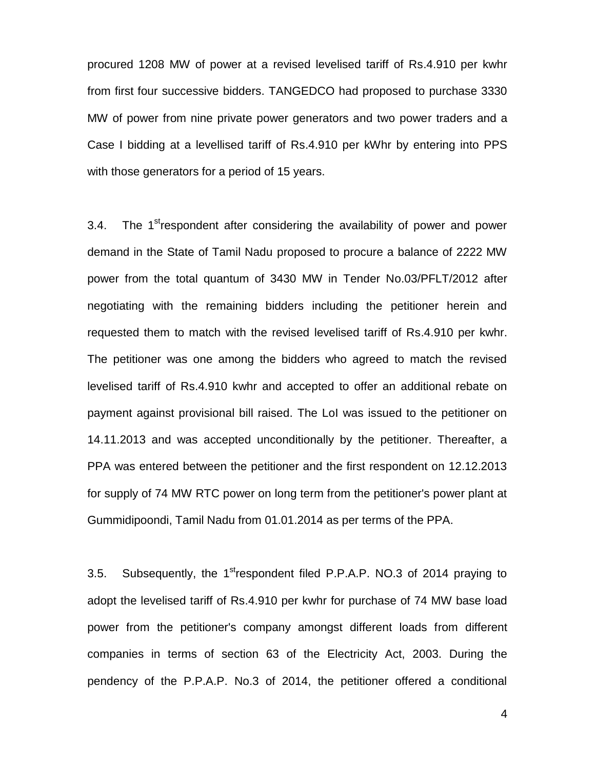procured 1208 MW of power at a revised levelised tariff of Rs.4.910 per kwhr from first four successive bidders. TANGEDCO had proposed to purchase 3330 MW of power from nine private power generators and two power traders and a Case I bidding at a levellised tariff of Rs.4.910 per kWhr by entering into PPS with those generators for a period of 15 years.

3.4. The 1st respondent after considering the availability of power and power demand in the State of Tamil Nadu proposed to procure a balance of 2222 MW power from the total quantum of 3430 MW in Tender No.03/PFLT/2012 after negotiating with the remaining bidders including the petitioner herein and requested them to match with the revised levelised tariff of Rs.4.910 per kwhr. The petitioner was one among the bidders who agreed to match the revised levelised tariff of Rs.4.910 kwhr and accepted to offer an additional rebate on payment against provisional bill raised. The LoI was issued to the petitioner on 14.11.2013 and was accepted unconditionally by the petitioner. Thereafter, a PPA was entered between the petitioner and the first respondent on 12.12.2013 for supply of 74 MW RTC power on long term from the petitioner's power plant at Gummidipoondi, Tamil Nadu from 01.01.2014 as per terms of the PPA.

3.5. Subsequently, the 1st respondent filed P.P.A.P. NO.3 of 2014 praying to adopt the levelised tariff of Rs.4.910 per kwhr for purchase of 74 MW base load power from the petitioner's company amongst different loads from different companies in terms of section 63 of the Electricity Act, 2003. During the pendency of the P.P.A.P. No.3 of 2014, the petitioner offered a conditional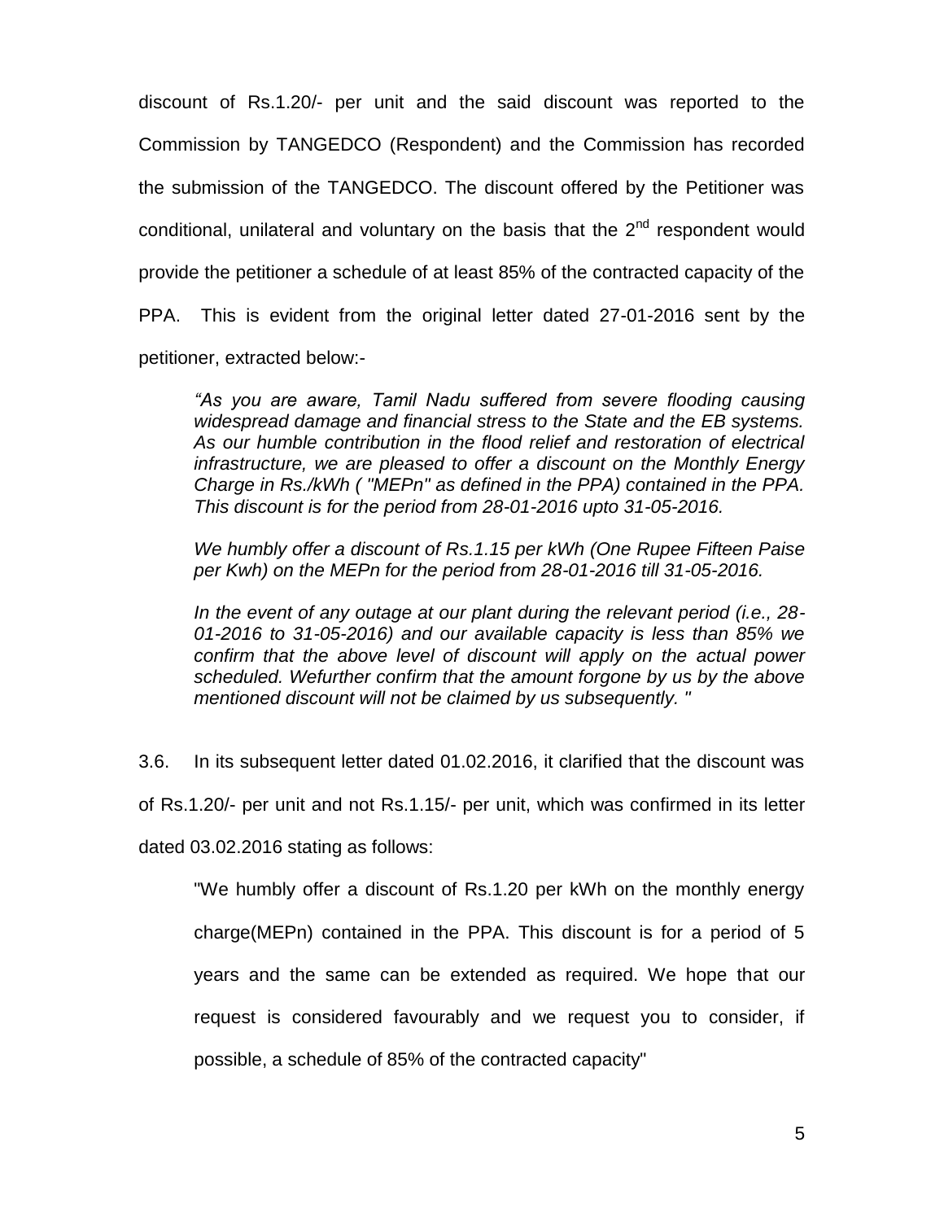discount of Rs.1.20/- per unit and the said discount was reported to the Commission by TANGEDCO (Respondent) and the Commission has recorded the submission of the TANGEDCO. The discount offered by the Petitioner was conditional, unilateral and voluntary on the basis that the 2nd respondent would provide the petitioner a schedule of at least 85% of the contracted capacity of the PPA. This is evident from the original letter dated 27-01-2016 sent by the petitioner, extracted below:-

> *"As you are aware, Tamil Nadu suffered from severe flooding causing widespread damage and financial stress to the State and the EB systems. As our humble contribution in the flood relief and restoration of electrical infrastructure, we are pleased to offer a discount on the Monthly Energy Charge in Rs./kWh ( "MEPn" as defined in the PPA) contained in the PPA. This discount is for the period from 28-01-2016 upto 31-05-2016.*
>
> *We humbly offer a discount of Rs.1.15 per kWh (One Rupee Fifteen Paise per Kwh) on the MEPn for the period from 28-01-2016 till 31-05-2016.*
>
> *In the event of any outage at our plant during the relevant period (i.e., 28-01-2016 to 31-05-2016) and our available capacity is less than 85% we confirm that the above level of discount will apply on the actual power scheduled. Wefurther confirm that the amount forgone by us by the above mentioned discount will not be claimed by us subsequently. "*

3.6. In its subsequent letter dated 01.02.2016, it clarified that the discount was of Rs.1.20/- per unit and not Rs.1.15/- per unit, which was confirmed in its letter dated 03.02.2016 stating as follows:

> "We humbly offer a discount of Rs.1.20 per kWh on the monthly energy charge(MEPn) contained in the PPA. This discount is for a period of 5 years and the same can be extended as required. We hope that our request is considered favourably and we request you to consider, if possible, a schedule of 85% of the contracted capacity"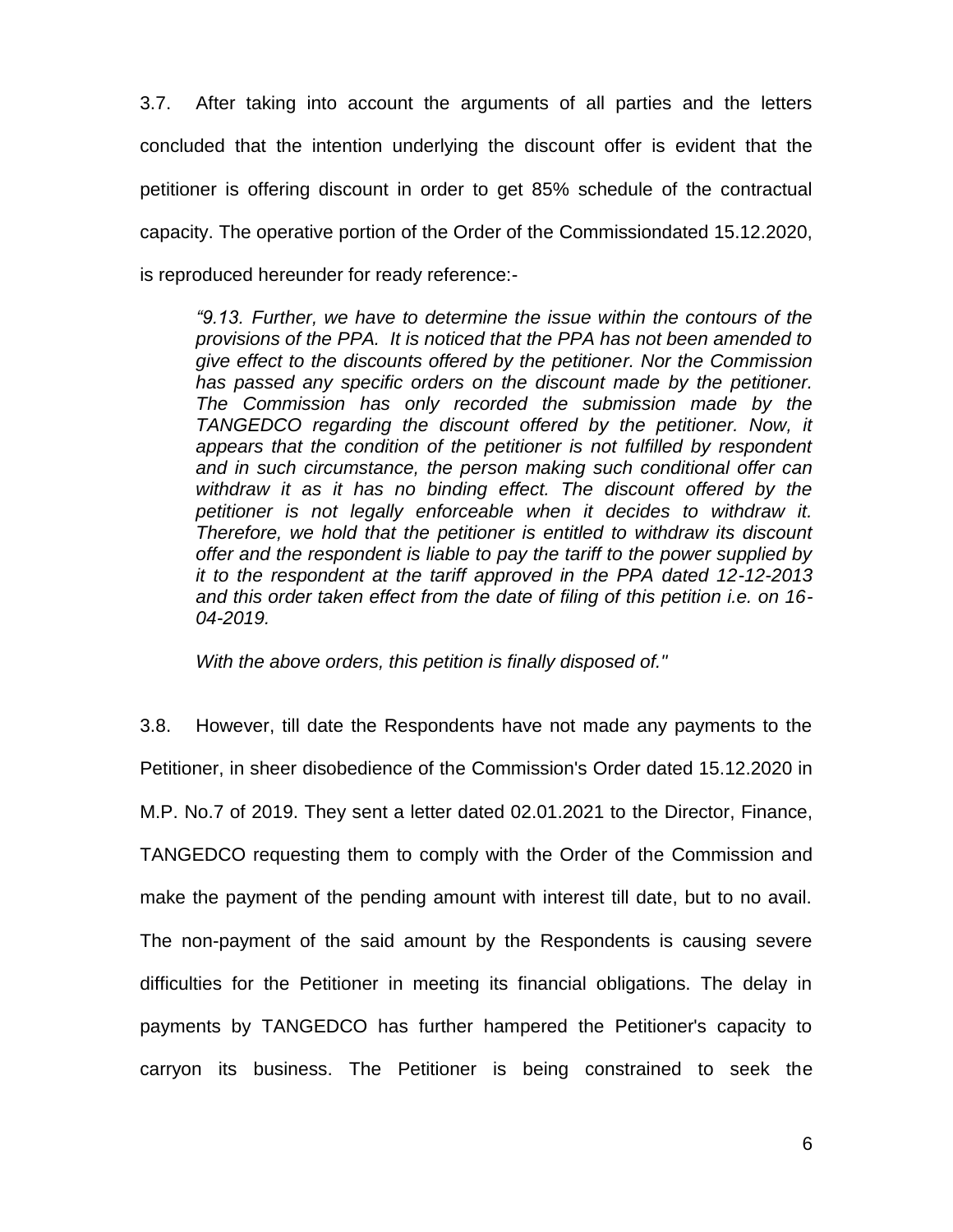3.7. After taking into account the arguments of all parties and the letters concluded that the intention underlying the discount offer is evident that the petitioner is offering discount in order to get 85% schedule of the contractual capacity. The operative portion of the Order of the Commissiondated 15.12.2020, is reproduced hereunder for ready reference:-

> *"9.13. Further, we have to determine the issue within the contours of the provisions of the PPA. It is noticed that the PPA has not been amended to give effect to the discounts offered by the petitioner. Nor the Commission has passed any specific orders on the discount made by the petitioner. The Commission has only recorded the submission made by the TANGEDCO regarding the discount offered by the petitioner. Now, it appears that the condition of the petitioner is not fulfilled by respondent and in such circumstance, the person making such conditional offer can withdraw it as it has no binding effect. The discount offered by the petitioner is not legally enforceable when it decides to withdraw it. Therefore, we hold that the petitioner is entitled to withdraw its discount offer and the respondent is liable to pay the tariff to the power supplied by it to the respondent at the tariff approved in the PPA dated 12-12-2013 and this order taken effect from the date of filing of this petition i.e. on 16-04-2019.*
>
> *With the above orders, this petition is finally disposed of."*

3.8. However, till date the Respondents have not made any payments to the Petitioner, in sheer disobedience of the Commission's Order dated 15.12.2020 in M.P. No.7 of 2019. They sent a letter dated 02.01.2021 to the Director, Finance, TANGEDCO requesting them to comply with the Order of the Commission and make the payment of the pending amount with interest till date, but to no avail. The non-payment of the said amount by the Respondents is causing severe difficulties for the Petitioner in meeting its financial obligations. The delay in payments by TANGEDCO has further hampered the Petitioner's capacity to carryon its business. The Petitioner is being constrained to seek the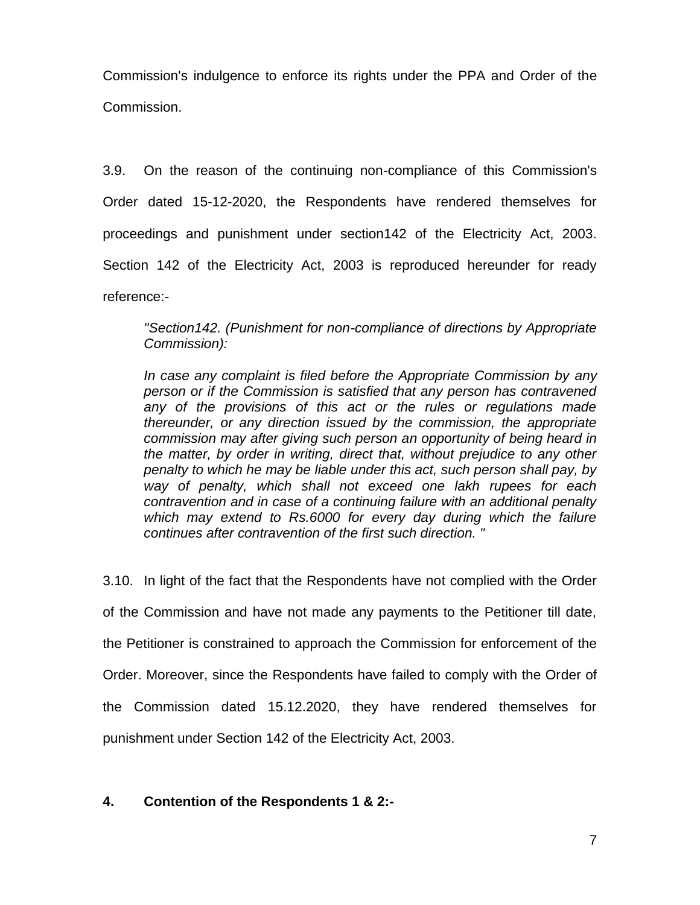Commission's indulgence to enforce its rights under the PPA and Order of the Commission.

3.9. On the reason of the continuing non-compliance of this Commission's Order dated 15-12-2020, the Respondents have rendered themselves for proceedings and punishment under section142 of the Electricity Act, 2003. Section 142 of the Electricity Act, 2003 is reproduced hereunder for ready reference:-

> *"Section142. (Punishment for non-compliance of directions by Appropriate Commission):*
>
> *In case any complaint is filed before the Appropriate Commission by any person or if the Commission is satisfied that any person has contravened any of the provisions of this act or the rules or regulations made thereunder, or any direction issued by the commission, the appropriate commission may after giving such person an opportunity of being heard in the matter, by order in writing, direct that, without prejudice to any other penalty to which he may be liable under this act, such person shall pay, by way of penalty, which shall not exceed one lakh rupees for each contravention and in case of a continuing failure with an additional penalty which may extend to Rs.6000 for every day during which the failure continues after contravention of the first such direction. "*

3.10. In light of the fact that the Respondents have not complied with the Order of the Commission and have not made any payments to the Petitioner till date, the Petitioner is constrained to approach the Commission for enforcement of the Order. Moreover, since the Respondents have failed to comply with the Order of the Commission dated 15.12.2020, they have rendered themselves for punishment under Section 142 of the Electricity Act, 2003.

**4. Contention of the Respondents 1 & 2:-**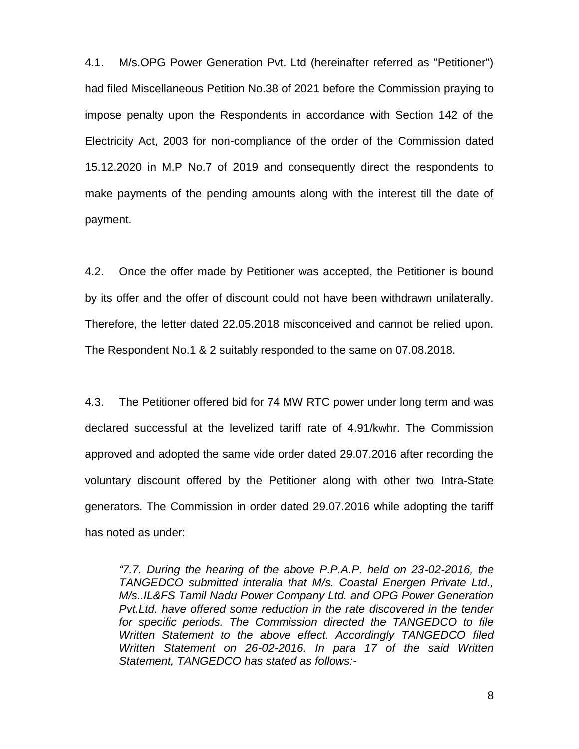4.1. M/s.OPG Power Generation Pvt. Ltd (hereinafter referred as "Petitioner") had filed Miscellaneous Petition No.38 of 2021 before the Commission praying to impose penalty upon the Respondents in accordance with Section 142 of the Electricity Act, 2003 for non-compliance of the order of the Commission dated 15.12.2020 in M.P No.7 of 2019 and consequently direct the respondents to make payments of the pending amounts along with the interest till the date of payment.

4.2. Once the offer made by Petitioner was accepted, the Petitioner is bound by its offer and the offer of discount could not have been withdrawn unilaterally. Therefore, the letter dated 22.05.2018 misconceived and cannot be relied upon. The Respondent No.1 & 2 suitably responded to the same on 07.08.2018.

4.3. The Petitioner offered bid for 74 MW RTC power under long term and was declared successful at the levelized tariff rate of 4.91/kwhr. The Commission approved and adopted the same vide order dated 29.07.2016 after recording the voluntary discount offered by the Petitioner along with other two Intra-State generators. The Commission in order dated 29.07.2016 while adopting the tariff has noted as under:

> *"7.7. During the hearing of the above P.P.A.P. held on 23-02-2016, the TANGEDCO submitted interalia that M/s. Coastal Energen Private Ltd., M/s..IL&FS Tamil Nadu Power Company Ltd. and OPG Power Generation Pvt.Ltd. have offered some reduction in the rate discovered in the tender for specific periods. The Commission directed the TANGEDCO to file Written Statement to the above effect. Accordingly TANGEDCO filed Written Statement on 26-02-2016. In para 17 of the said Written Statement, TANGEDCO has stated as follows:-*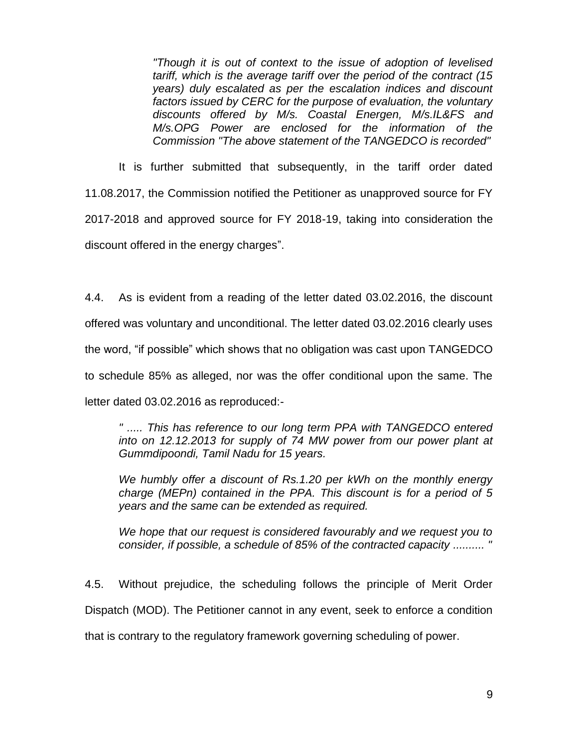> *"Though it is out of context to the issue of adoption of levelised tariff, which is the average tariff over the period of the contract (15 years) duly escalated as per the escalation indices and discount factors issued by CERC for the purpose of evaluation, the voluntary discounts offered by M/s. Coastal Energen, M/s.IL&FS and M/s.OPG Power are enclosed for the information of the Commission "The above statement of the TANGEDCO is recorded"*

It is further submitted that subsequently, in the tariff order dated 11.08.2017, the Commission notified the Petitioner as unapproved source for FY 2017-2018 and approved source for FY 2018-19, taking into consideration the discount offered in the energy charges".

4.4. As is evident from a reading of the letter dated 03.02.2016, the discount offered was voluntary and unconditional. The letter dated 03.02.2016 clearly uses the word, "if possible" which shows that no obligation was cast upon TANGEDCO to schedule 85% as alleged, nor was the offer conditional upon the same. The letter dated 03.02.2016 as reproduced:-

> *" ..... This has reference to our long term PPA with TANGEDCO entered into on 12.12.2013 for supply of 74 MW power from our power plant at Gummdipoondi, Tamil Nadu for 15 years.*
>
> *We humbly offer a discount of Rs.1.20 per kWh on the monthly energy charge (MEPn) contained in the PPA. This discount is for a period of 5 years and the same can be extended as required.*
>
> *We hope that our request is considered favourably and we request you to consider, if possible, a schedule of 85% of the contracted capacity .......... "*

4.5. Without prejudice, the scheduling follows the principle of Merit Order Dispatch (MOD). The Petitioner cannot in any event, seek to enforce a condition that is contrary to the regulatory framework governing scheduling of power.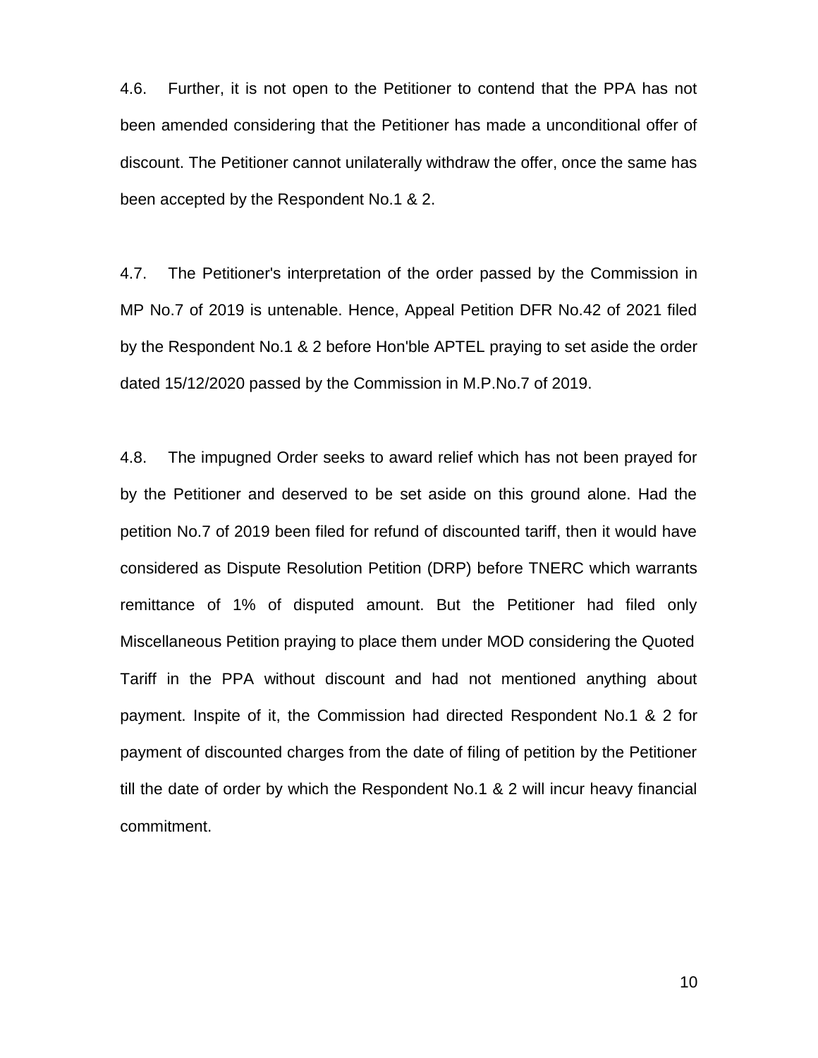4.6. Further, it is not open to the Petitioner to contend that the PPA has not been amended considering that the Petitioner has made a unconditional offer of discount. The Petitioner cannot unilaterally withdraw the offer, once the same has been accepted by the Respondent No.1 & 2.

4.7. The Petitioner's interpretation of the order passed by the Commission in MP No.7 of 2019 is untenable. Hence, Appeal Petition DFR No.42 of 2021 filed by the Respondent No.1 & 2 before Hon'ble APTEL praying to set aside the order dated 15/12/2020 passed by the Commission in M.P.No.7 of 2019.

4.8. The impugned Order seeks to award relief which has not been prayed for by the Petitioner and deserved to be set aside on this ground alone. Had the petition No.7 of 2019 been filed for refund of discounted tariff, then it would have considered as Dispute Resolution Petition (DRP) before TNERC which warrants remittance of 1% of disputed amount. But the Petitioner had filed only Miscellaneous Petition praying to place them under MOD considering the Quoted Tariff in the PPA without discount and had not mentioned anything about payment. Inspite of it, the Commission had directed Respondent No.1 & 2 for payment of discounted charges from the date of filing of petition by the Petitioner till the date of order by which the Respondent No.1 & 2 will incur heavy financial commitment.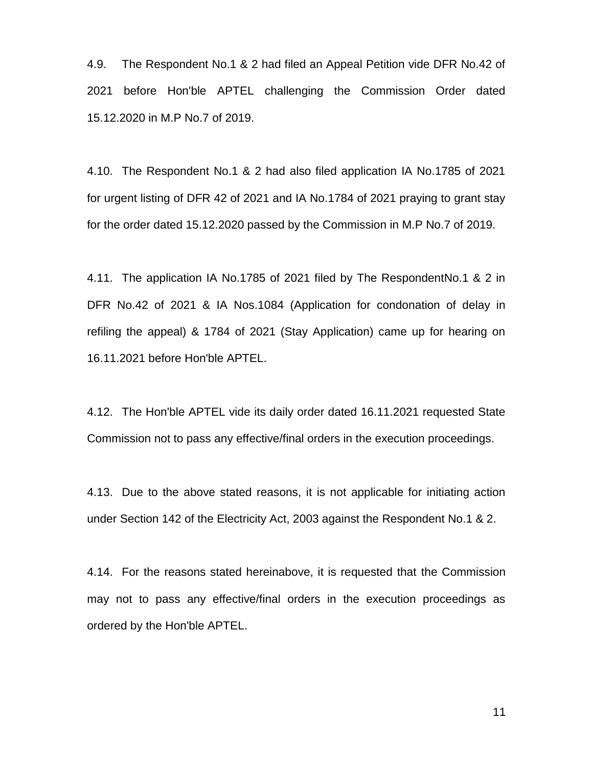4.9. The Respondent No.1 & 2 had filed an Appeal Petition vide DFR No.42 of 2021 before Hon'ble APTEL challenging the Commission Order dated 15.12.2020 in M.P No.7 of 2019.

4.10. The Respondent No.1 & 2 had also filed application IA No.1785 of 2021 for urgent listing of DFR 42 of 2021 and IA No.1784 of 2021 praying to grant stay for the order dated 15.12.2020 passed by the Commission in M.P No.7 of 2019.

4.11. The application IA No.1785 of 2021 filed by The RespondentNo.1 & 2 in DFR No.42 of 2021 & IA Nos.1084 (Application for condonation of delay in refiling the appeal) & 1784 of 2021 (Stay Application) came up for hearing on 16.11.2021 before Hon'ble APTEL.

4.12. The Hon'ble APTEL vide its daily order dated 16.11.2021 requested State Commission not to pass any effective/final orders in the execution proceedings.

4.13. Due to the above stated reasons, it is not applicable for initiating action under Section 142 of the Electricity Act, 2003 against the Respondent No.1 & 2.

4.14. For the reasons stated hereinabove, it is requested that the Commission may not to pass any effective/final orders in the execution proceedings as ordered by the Hon'ble APTEL.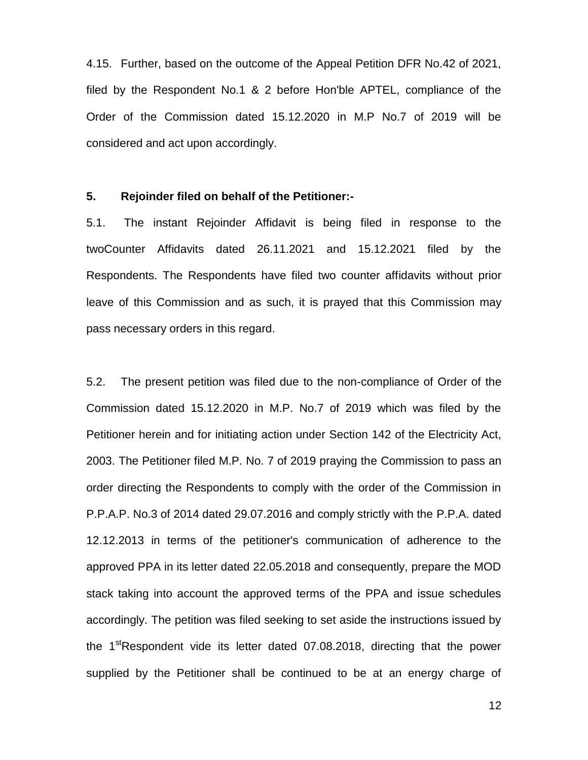4.15. Further, based on the outcome of the Appeal Petition DFR No.42 of 2021, filed by the Respondent No.1 & 2 before Hon'ble APTEL, compliance of the Order of the Commission dated 15.12.2020 in M.P No.7 of 2019 will be considered and act upon accordingly.

**5. Rejoinder filed on behalf of the Petitioner:-**

5.1. The instant Rejoinder Affidavit is being filed in response to the twoCounter Affidavits dated 26.11.2021 and 15.12.2021 filed by the Respondents. The Respondents have filed two counter affidavits without prior leave of this Commission and as such, it is prayed that this Commission may pass necessary orders in this regard.

5.2. The present petition was filed due to the non-compliance of Order of the Commission dated 15.12.2020 in M.P. No.7 of 2019 which was filed by the Petitioner herein and for initiating action under Section 142 of the Electricity Act, 2003. The Petitioner filed M.P. No. 7 of 2019 praying the Commission to pass an order directing the Respondents to comply with the order of the Commission in P.P.A.P. No.3 of 2014 dated 29.07.2016 and comply strictly with the P.P.A. dated 12.12.2013 in terms of the petitioner's communication of adherence to the approved PPA in its letter dated 22.05.2018 and consequently, prepare the MOD stack taking into account the approved terms of the PPA and issue schedules accordingly. The petition was filed seeking to set aside the instructions issued by the 1st Respondent vide its letter dated 07.08.2018, directing that the power supplied by the Petitioner shall be continued to be at an energy charge of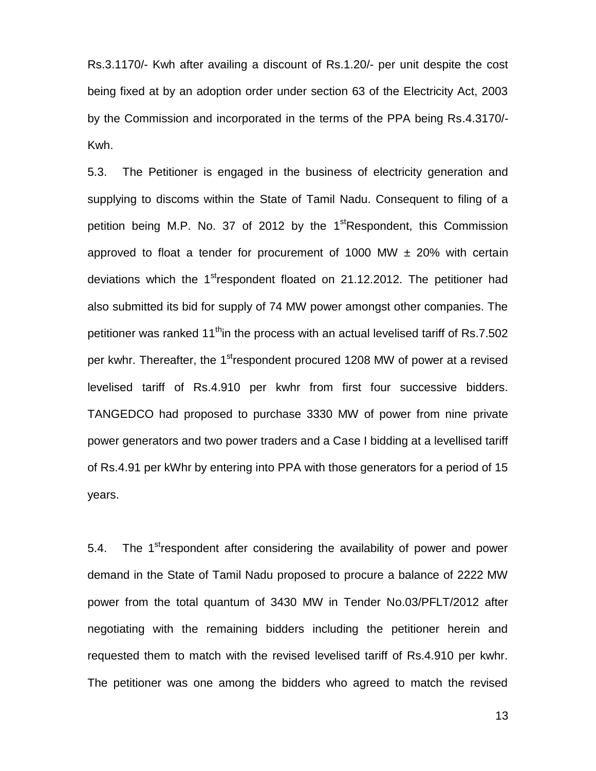Rs.3.1170/- Kwh after availing a discount of Rs.1.20/- per unit despite the cost being fixed at by an adoption order under section 63 of the Electricity Act, 2003 by the Commission and incorporated in the terms of the PPA being Rs.4.3170/- Kwh.

5.3. The Petitioner is engaged in the business of electricity generation and supplying to discoms within the State of Tamil Nadu. Consequent to filing of a petition being M.P. No. 37 of 2012 by the 1st Respondent, this Commission approved to float a tender for procurement of 1000 MW ± 20% with certain deviations which the 1st respondent floated on 21.12.2012. The petitioner had also submitted its bid for supply of 74 MW power amongst other companies. The petitioner was ranked 11th in the process with an actual levelised tariff of Rs.7.502 per kwhr. Thereafter, the 1st respondent procured 1208 MW of power at a revised levelised tariff of Rs.4.910 per kwhr from first four successive bidders. TANGEDCO had proposed to purchase 3330 MW of power from nine private power generators and two power traders and a Case I bidding at a levellised tariff of Rs.4.91 per kWhr by entering into PPA with those generators for a period of 15 years.

5.4. The 1st respondent after considering the availability of power and power demand in the State of Tamil Nadu proposed to procure a balance of 2222 MW power from the total quantum of 3430 MW in Tender No.03/PFLT/2012 after negotiating with the remaining bidders including the petitioner herein and requested them to match with the revised levelised tariff of Rs.4.910 per kwhr. The petitioner was one among the bidders who agreed to match the revised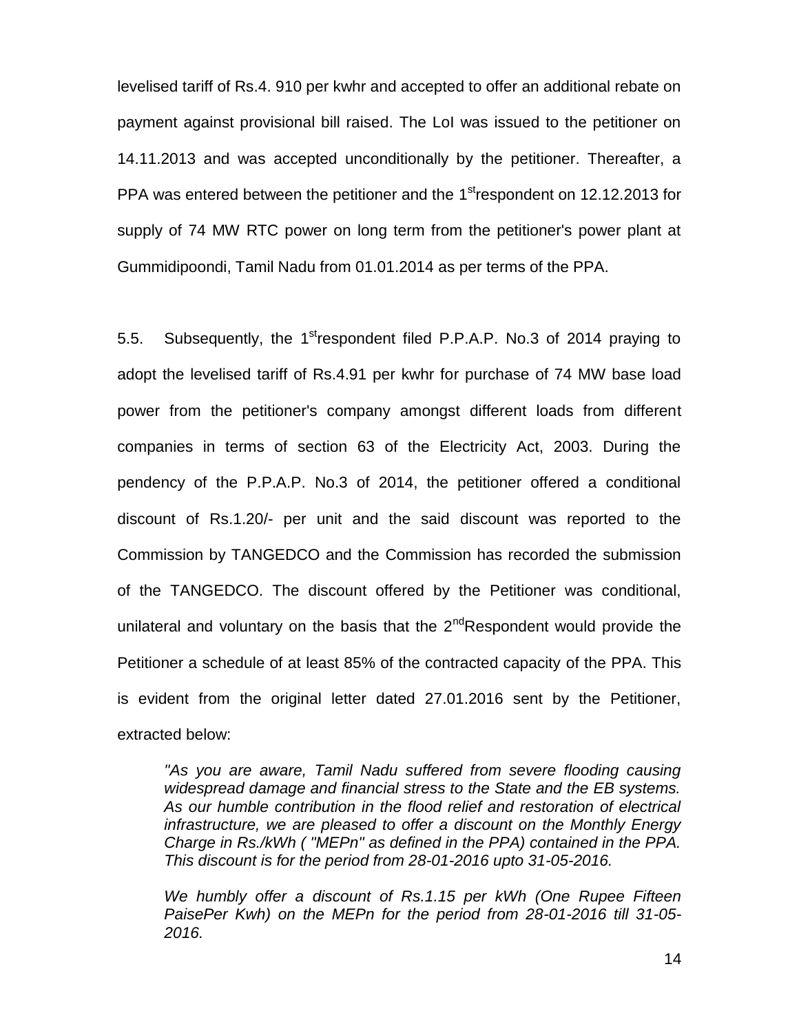levelised tariff of Rs.4. 910 per kwhr and accepted to offer an additional rebate on payment against provisional bill raised. The LoI was issued to the petitioner on 14.11.2013 and was accepted unconditionally by the petitioner. Thereafter, a PPA was entered between the petitioner and the 1st respondent on 12.12.2013 for supply of 74 MW RTC power on long term from the petitioner's power plant at Gummidipoondi, Tamil Nadu from 01.01.2014 as per terms of the PPA.

5.5. Subsequently, the 1st respondent filed P.P.A.P. No.3 of 2014 praying to adopt the levelised tariff of Rs.4.91 per kwhr for purchase of 74 MW base load power from the petitioner's company amongst different loads from different companies in terms of section 63 of the Electricity Act, 2003. During the pendency of the P.P.A.P. No.3 of 2014, the petitioner offered a conditional discount of Rs.1.20/- per unit and the said discount was reported to the Commission by TANGEDCO and the Commission has recorded the submission of the TANGEDCO. The discount offered by the Petitioner was conditional, unilateral and voluntary on the basis that the 2nd Respondent would provide the Petitioner a schedule of at least 85% of the contracted capacity of the PPA. This is evident from the original letter dated 27.01.2016 sent by the Petitioner, extracted below:

> *"As you are aware, Tamil Nadu suffered from severe flooding causing widespread damage and financial stress to the State and the EB systems. As our humble contribution in the flood relief and restoration of electrical infrastructure, we are pleased to offer a discount on the Monthly Energy Charge in Rs./kWh ( "MEPn" as defined in the PPA) contained in the PPA. This discount is for the period from 28-01-2016 upto 31-05-2016.*
>
> *We humbly offer a discount of Rs.1.15 per kWh (One Rupee Fifteen PaisePer Kwh) on the MEPn for the period from 28-01-2016 till 31-05-2016.*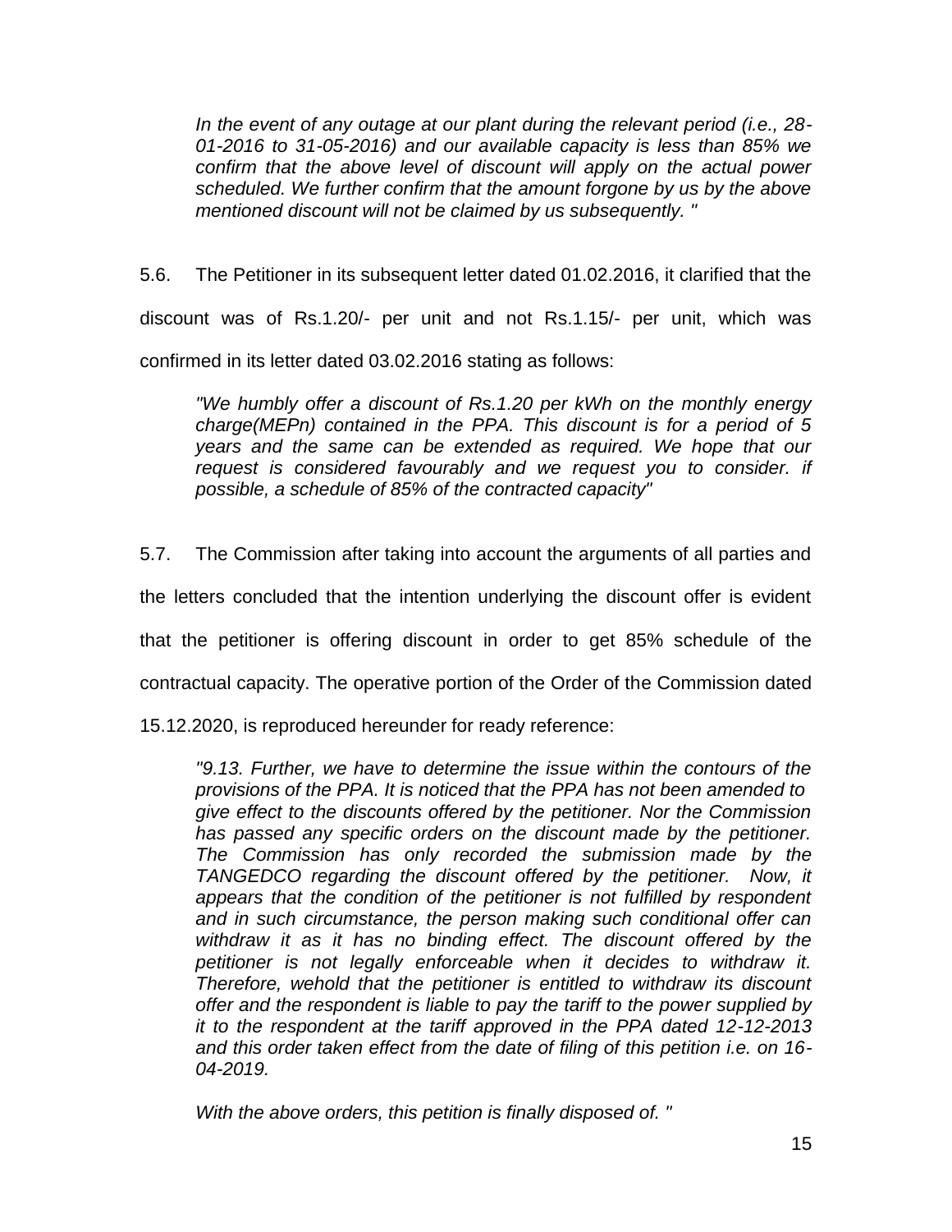> *In the event of any outage at our plant during the relevant period (i.e., 28-01-2016 to 31-05-2016) and our available capacity is less than 85% we confirm that the above level of discount will apply on the actual power scheduled. We further confirm that the amount forgone by us by the above mentioned discount will not be claimed by us subsequently. "*

5.6. The Petitioner in its subsequent letter dated 01.02.2016, it clarified that the discount was of Rs.1.20/- per unit and not Rs.1.15/- per unit, which was confirmed in its letter dated 03.02.2016 stating as follows:

> *"We humbly offer a discount of Rs.1.20 per kWh on the monthly energy charge(MEPn) contained in the PPA. This discount is for a period of 5 years and the same can be extended as required. We hope that our request is considered favourably and we request you to consider. if possible, a schedule of 85% of the contracted capacity"*

5.7. The Commission after taking into account the arguments of all parties and the letters concluded that the intention underlying the discount offer is evident that the petitioner is offering discount in order to get 85% schedule of the contractual capacity. The operative portion of the Order of the Commission dated 15.12.2020, is reproduced hereunder for ready reference:

> *"9.13. Further, we have to determine the issue within the contours of the provisions of the PPA. It is noticed that the PPA has not been amended to give effect to the discounts offered by the petitioner. Nor the Commission has passed any specific orders on the discount made by the petitioner. The Commission has only recorded the submission made by the TANGEDCO regarding the discount offered by the petitioner. Now, it appears that the condition of the petitioner is not fulfilled by respondent and in such circumstance, the person making such conditional offer can withdraw it as it has no binding effect. The discount offered by the petitioner is not legally enforceable when it decides to withdraw it. Therefore, wehold that the petitioner is entitled to withdraw its discount offer and the respondent is liable to pay the tariff to the power supplied by it to the respondent at the tariff approved in the PPA dated 12-12-2013 and this order taken effect from the date of filing of this petition i.e. on 16-04-2019.*
>
> *With the above orders, this petition is finally disposed of. "*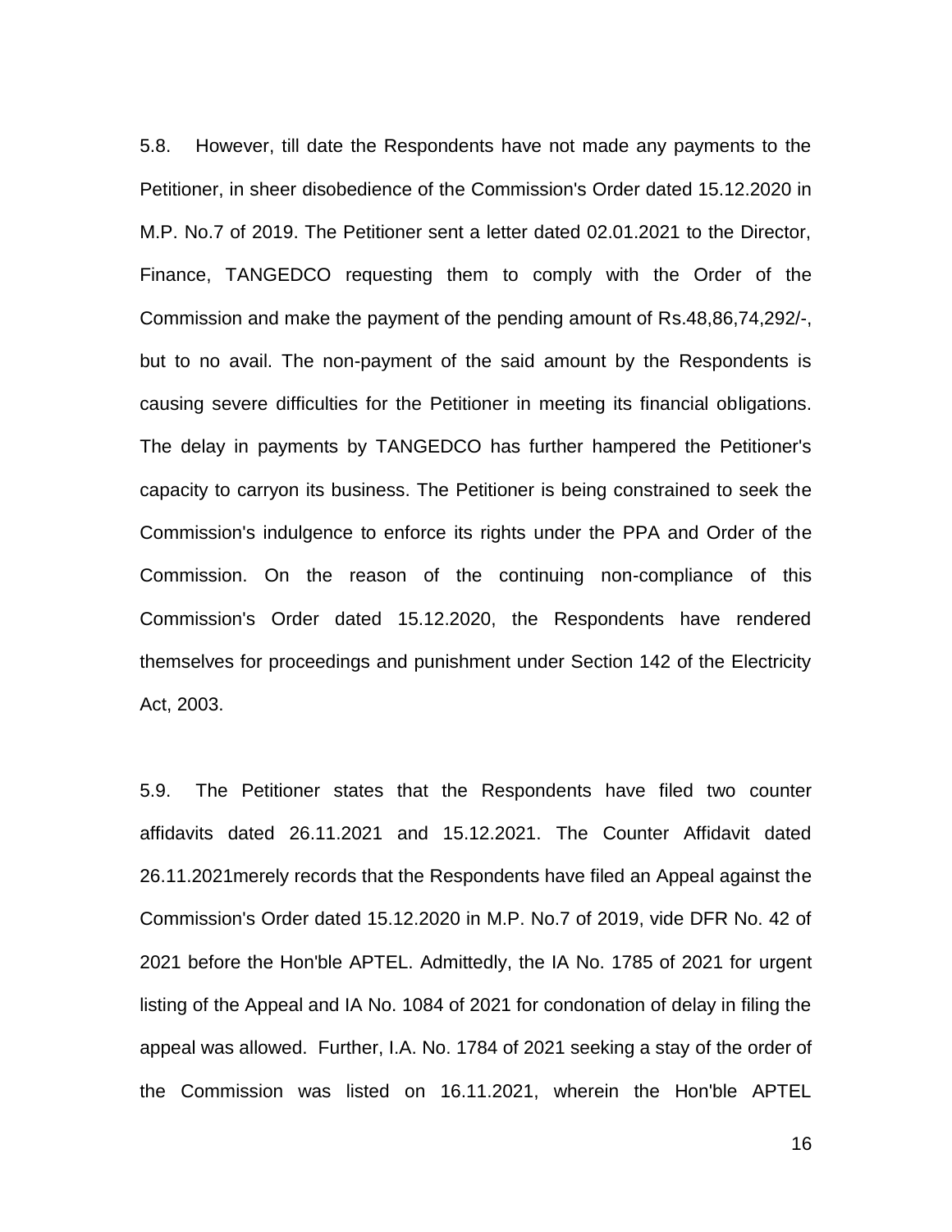5.8. However, till date the Respondents have not made any payments to the Petitioner, in sheer disobedience of the Commission's Order dated 15.12.2020 in M.P. No.7 of 2019. The Petitioner sent a letter dated 02.01.2021 to the Director, Finance, TANGEDCO requesting them to comply with the Order of the Commission and make the payment of the pending amount of Rs.48,86,74,292/-, but to no avail. The non-payment of the said amount by the Respondents is causing severe difficulties for the Petitioner in meeting its financial obligations. The delay in payments by TANGEDCO has further hampered the Petitioner's capacity to carryon its business. The Petitioner is being constrained to seek the Commission's indulgence to enforce its rights under the PPA and Order of the Commission. On the reason of the continuing non-compliance of this Commission's Order dated 15.12.2020, the Respondents have rendered themselves for proceedings and punishment under Section 142 of the Electricity Act, 2003.

5.9. The Petitioner states that the Respondents have filed two counter affidavits dated 26.11.2021 and 15.12.2021. The Counter Affidavit dated 26.11.2021merely records that the Respondents have filed an Appeal against the Commission's Order dated 15.12.2020 in M.P. No.7 of 2019, vide DFR No. 42 of 2021 before the Hon'ble APTEL. Admittedly, the IA No. 1785 of 2021 for urgent listing of the Appeal and IA No. 1084 of 2021 for condonation of delay in filing the appeal was allowed. Further, I.A. No. 1784 of 2021 seeking a stay of the order of the Commission was listed on 16.11.2021, wherein the Hon'ble APTEL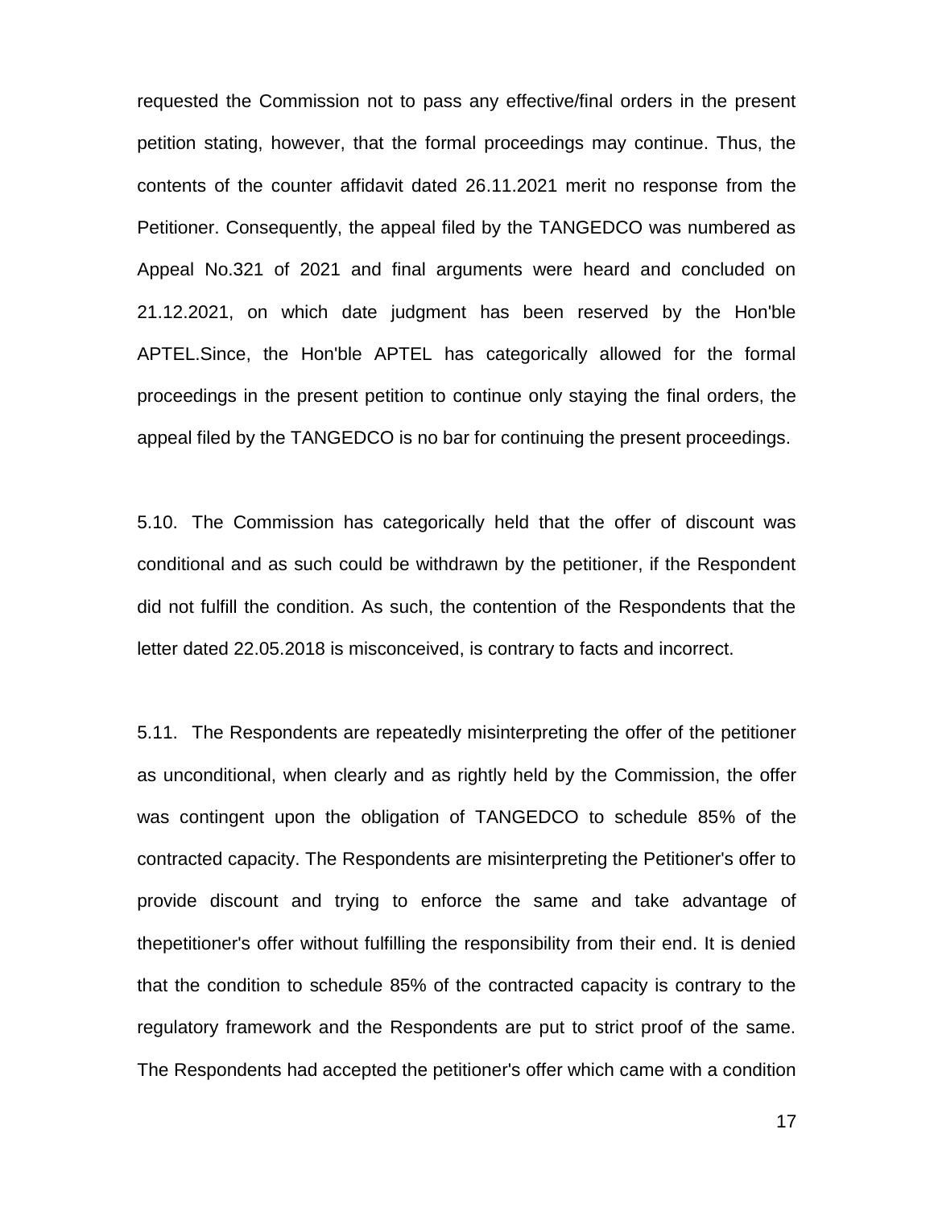requested the Commission not to pass any effective/final orders in the present petition stating, however, that the formal proceedings may continue. Thus, the contents of the counter affidavit dated 26.11.2021 merit no response from the Petitioner. Consequently, the appeal filed by the TANGEDCO was numbered as Appeal No.321 of 2021 and final arguments were heard and concluded on 21.12.2021, on which date judgment has been reserved by the Hon'ble APTEL.Since, the Hon'ble APTEL has categorically allowed for the formal proceedings in the present petition to continue only staying the final orders, the appeal filed by the TANGEDCO is no bar for continuing the present proceedings.

5.10. The Commission has categorically held that the offer of discount was conditional and as such could be withdrawn by the petitioner, if the Respondent did not fulfill the condition. As such, the contention of the Respondents that the letter dated 22.05.2018 is misconceived, is contrary to facts and incorrect.

5.11. The Respondents are repeatedly misinterpreting the offer of the petitioner as unconditional, when clearly and as rightly held by the Commission, the offer was contingent upon the obligation of TANGEDCO to schedule 85% of the contracted capacity. The Respondents are misinterpreting the Petitioner's offer to provide discount and trying to enforce the same and take advantage of thepetitioner's offer without fulfilling the responsibility from their end. It is denied that the condition to schedule 85% of the contracted capacity is contrary to the regulatory framework and the Respondents are put to strict proof of the same. The Respondents had accepted the petitioner's offer which came with a condition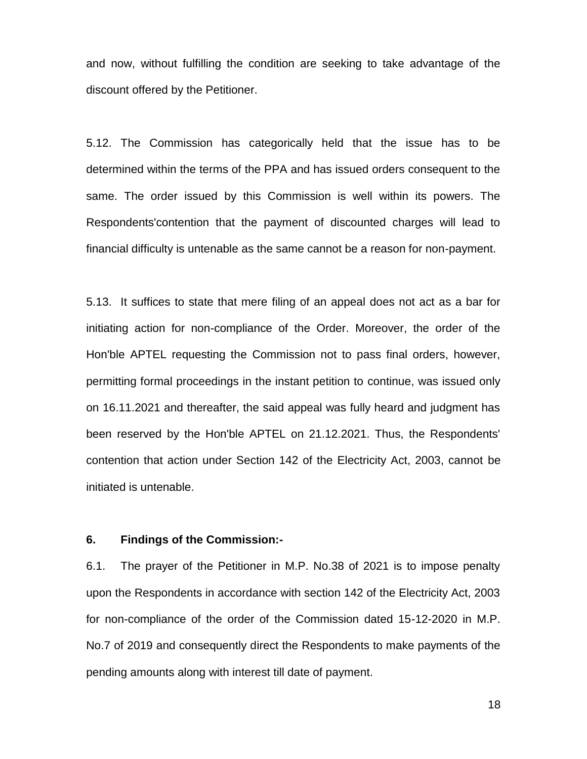and now, without fulfilling the condition are seeking to take advantage of the discount offered by the Petitioner.

5.12. The Commission has categorically held that the issue has to be determined within the terms of the PPA and has issued orders consequent to the same. The order issued by this Commission is well within its powers. The Respondents'contention that the payment of discounted charges will lead to financial difficulty is untenable as the same cannot be a reason for non-payment.

5.13. It suffices to state that mere filing of an appeal does not act as a bar for initiating action for non-compliance of the Order. Moreover, the order of the Hon'ble APTEL requesting the Commission not to pass final orders, however, permitting formal proceedings in the instant petition to continue, was issued only on 16.11.2021 and thereafter, the said appeal was fully heard and judgment has been reserved by the Hon'ble APTEL on 21.12.2021. Thus, the Respondents' contention that action under Section 142 of the Electricity Act, 2003, cannot be initiated is untenable.

**6. Findings of the Commission:-**

6.1. The prayer of the Petitioner in M.P. No.38 of 2021 is to impose penalty upon the Respondents in accordance with section 142 of the Electricity Act, 2003 for non-compliance of the order of the Commission dated 15-12-2020 in M.P. No.7 of 2019 and consequently direct the Respondents to make payments of the pending amounts along with interest till date of payment.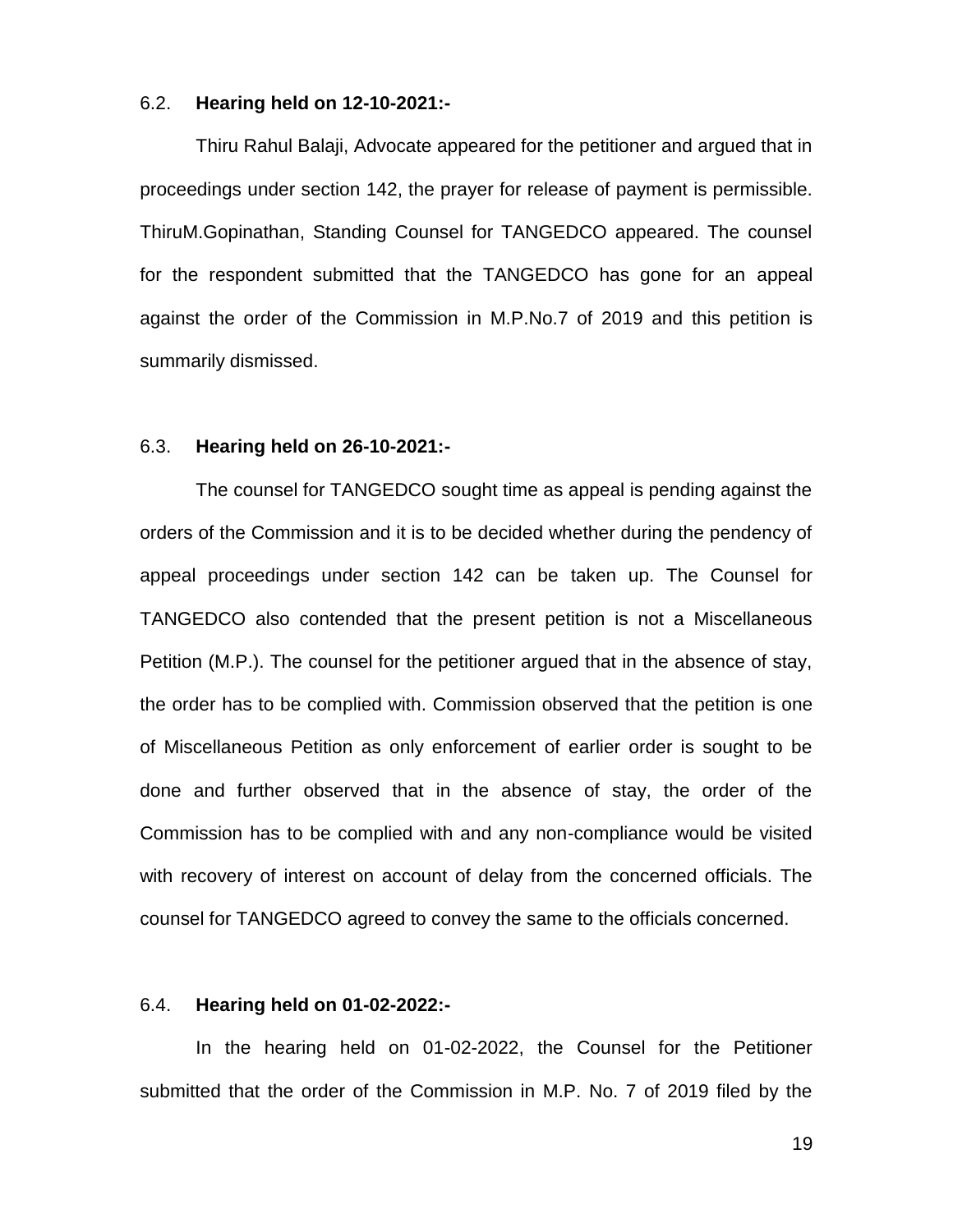6.2. **Hearing held on 12-10-2021:-**

Thiru Rahul Balaji, Advocate appeared for the petitioner and argued that in proceedings under section 142, the prayer for release of payment is permissible. ThiruM.Gopinathan, Standing Counsel for TANGEDCO appeared. The counsel for the respondent submitted that the TANGEDCO has gone for an appeal against the order of the Commission in M.P.No.7 of 2019 and this petition is summarily dismissed.

6.3. **Hearing held on 26-10-2021:-**

The counsel for TANGEDCO sought time as appeal is pending against the orders of the Commission and it is to be decided whether during the pendency of appeal proceedings under section 142 can be taken up. The Counsel for TANGEDCO also contended that the present petition is not a Miscellaneous Petition (M.P.). The counsel for the petitioner argued that in the absence of stay, the order has to be complied with. Commission observed that the petition is one of Miscellaneous Petition as only enforcement of earlier order is sought to be done and further observed that in the absence of stay, the order of the Commission has to be complied with and any non-compliance would be visited with recovery of interest on account of delay from the concerned officials. The counsel for TANGEDCO agreed to convey the same to the officials concerned.

6.4. **Hearing held on 01-02-2022:-**

In the hearing held on 01-02-2022, the Counsel for the Petitioner submitted that the order of the Commission in M.P. No. 7 of 2019 filed by the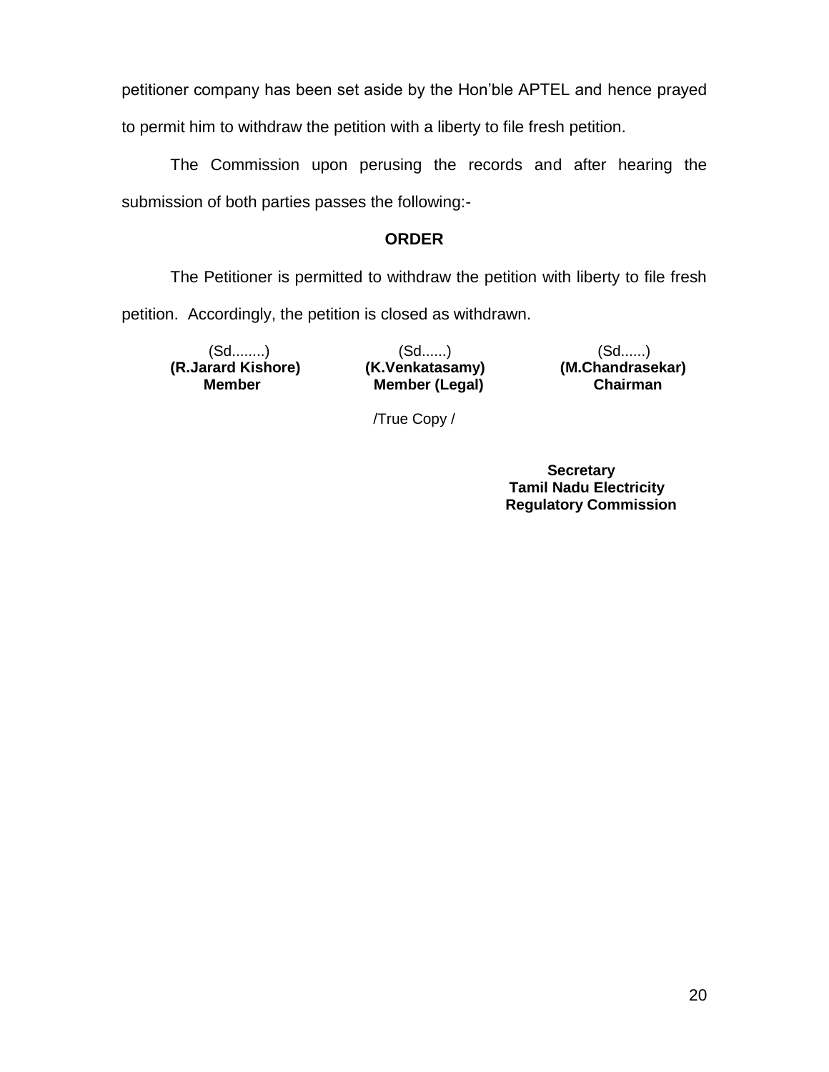petitioner company has been set aside by the Hon'ble APTEL and hence prayed to permit him to withdraw the petition with a liberty to file fresh petition.

The Commission upon perusing the records and after hearing the submission of both parties passes the following:-

**ORDER**

The Petitioner is permitted to withdraw the petition with liberty to file fresh petition. Accordingly, the petition is closed as withdrawn.

| | | |
|---|---|---|
| (Sd........) | (Sd......) | (Sd......) |
| **(R.Jarard Kishore)** | **(K.Venkatasamy)** | **(M.Chandrasekar)** |
| **Member** | **Member (Legal)** | **Chairman** |

/True Copy /

**Secretary**
**Tamil Nadu Electricity**
**Regulatory Commission**